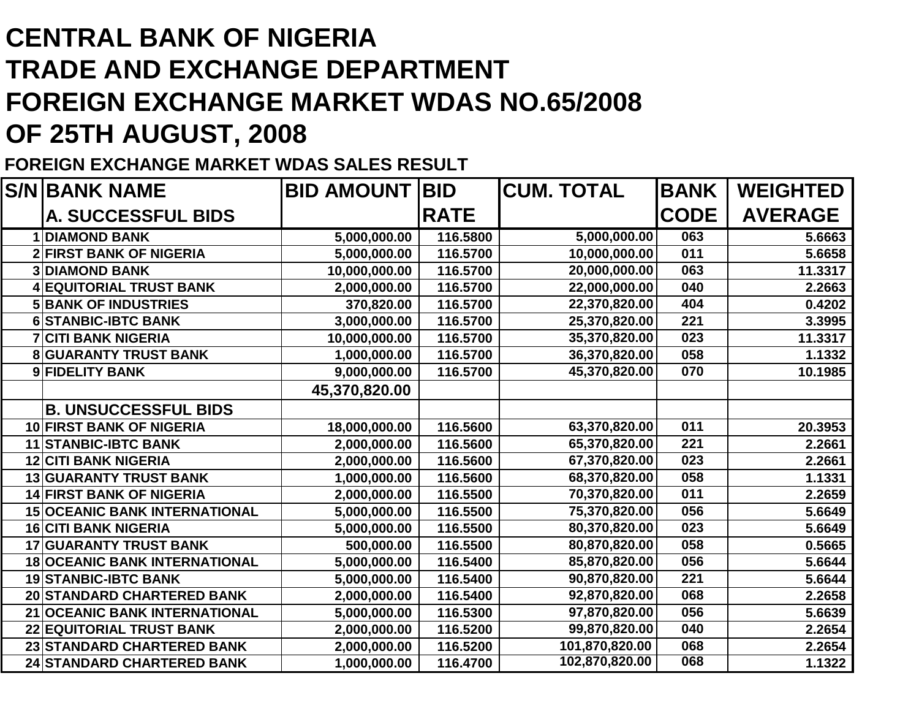# CENTRAL BANK OF NIGERIA
# TRADE AND EXCHANGE DEPARTMENT
# FOREIGN EXCHANGE MARKET WDAS NO.65/2008
# OF 25TH AUGUST, 2008

**FOREIGN EXCHANGE MARKET WDAS SALES RESULT**

| S/N | BANK NAME | BID AMOUNT | BID RATE | CUM. TOTAL | BANK CODE | WEIGHTED AVERAGE |
|---|---|---|---|---|---|---|
| | **A. SUCCESSFUL BIDS** | | | | | |
| 1 | DIAMOND BANK | 5,000,000.00 | 116.5800 | 5,000,000.00 | 063 | 5.6663 |
| 2 | FIRST BANK OF NIGERIA | 5,000,000.00 | 116.5700 | 10,000,000.00 | 011 | 5.6658 |
| 3 | DIAMOND BANK | 10,000,000.00 | 116.5700 | 20,000,000.00 | 063 | 11.3317 |
| 4 | EQUITORIAL TRUST BANK | 2,000,000.00 | 116.5700 | 22,000,000.00 | 040 | 2.2663 |
| 5 | BANK OF INDUSTRIES | 370,820.00 | 116.5700 | 22,370,820.00 | 404 | 0.4202 |
| 6 | STANBIC-IBTC BANK | 3,000,000.00 | 116.5700 | 25,370,820.00 | 221 | 3.3995 |
| 7 | CITI BANK NIGERIA | 10,000,000.00 | 116.5700 | 35,370,820.00 | 023 | 11.3317 |
| 8 | GUARANTY TRUST BANK | 1,000,000.00 | 116.5700 | 36,370,820.00 | 058 | 1.1332 |
| 9 | FIDELITY BANK | 9,000,000.00 | 116.5700 | 45,370,820.00 | 070 | 10.1985 |
| | | **45,370,820.00** | | | | |
| | **B. UNSUCCESSFUL BIDS** | | | | | |
| 10 | FIRST BANK OF NIGERIA | 18,000,000.00 | 116.5600 | 63,370,820.00 | 011 | 20.3953 |
| 11 | STANBIC-IBTC BANK | 2,000,000.00 | 116.5600 | 65,370,820.00 | 221 | 2.2661 |
| 12 | CITI BANK NIGERIA | 2,000,000.00 | 116.5600 | 67,370,820.00 | 023 | 2.2661 |
| 13 | GUARANTY TRUST BANK | 1,000,000.00 | 116.5600 | 68,370,820.00 | 058 | 1.1331 |
| 14 | FIRST BANK OF NIGERIA | 2,000,000.00 | 116.5500 | 70,370,820.00 | 011 | 2.2659 |
| 15 | OCEANIC BANK INTERNATIONAL | 5,000,000.00 | 116.5500 | 75,370,820.00 | 056 | 5.6649 |
| 16 | CITI BANK NIGERIA | 5,000,000.00 | 116.5500 | 80,370,820.00 | 023 | 5.6649 |
| 17 | GUARANTY TRUST BANK | 500,000.00 | 116.5500 | 80,870,820.00 | 058 | 0.5665 |
| 18 | OCEANIC BANK INTERNATIONAL | 5,000,000.00 | 116.5400 | 85,870,820.00 | 056 | 5.6644 |
| 19 | STANBIC-IBTC BANK | 5,000,000.00 | 116.5400 | 90,870,820.00 | 221 | 5.6644 |
| 20 | STANDARD CHARTERED BANK | 2,000,000.00 | 116.5400 | 92,870,820.00 | 068 | 2.2658 |
| 21 | OCEANIC BANK INTERNATIONAL | 5,000,000.00 | 116.5300 | 97,870,820.00 | 056 | 5.6639 |
| 22 | EQUITORIAL TRUST BANK | 2,000,000.00 | 116.5200 | 99,870,820.00 | 040 | 2.2654 |
| 23 | STANDARD CHARTERED BANK | 2,000,000.00 | 116.5200 | 101,870,820.00 | 068 | 2.2654 |
| 24 | STANDARD CHARTERED BANK | 1,000,000.00 | 116.4700 | 102,870,820.00 | 068 | 1.1322 |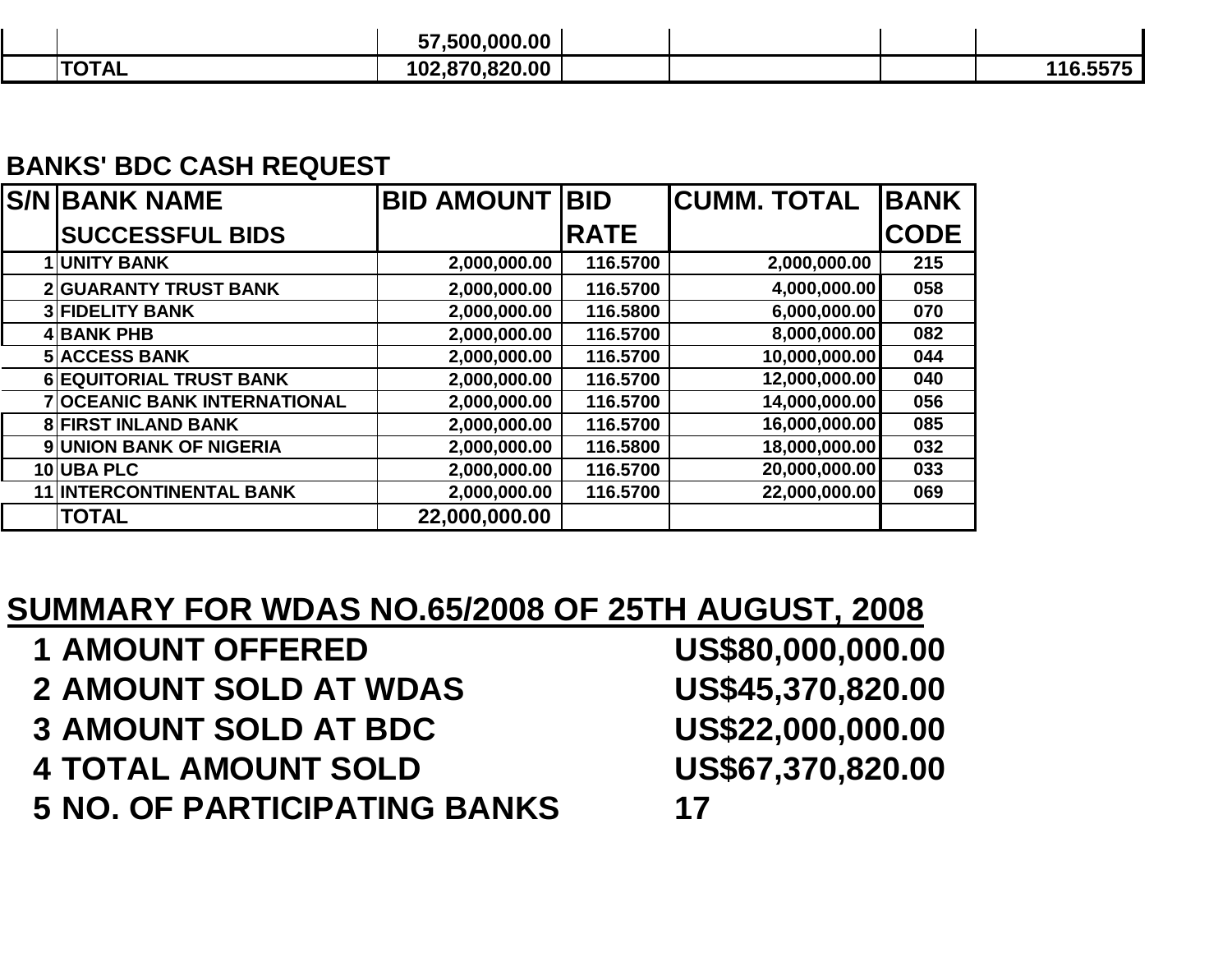| | | | | | | |
|---|---|---|---|---|---|---|
| | | 57,500,000.00 | | | | |
| | TOTAL | 102,870,820.00 | | | | 116.5575 |

**BANKS' BDC CASH REQUEST**

| S/N | BANK NAME SUCCESSFUL BIDS | BID AMOUNT | BID RATE | CUMM. TOTAL | BANK CODE |
|---|---|---|---|---|---|
| 1 | UNITY BANK | 2,000,000.00 | 116.5700 | 2,000,000.00 | 215 |
| 2 | GUARANTY TRUST BANK | 2,000,000.00 | 116.5700 | 4,000,000.00 | 058 |
| 3 | FIDELITY BANK | 2,000,000.00 | 116.5800 | 6,000,000.00 | 070 |
| 4 | BANK PHB | 2,000,000.00 | 116.5700 | 8,000,000.00 | 082 |
| 5 | ACCESS BANK | 2,000,000.00 | 116.5700 | 10,000,000.00 | 044 |
| 6 | EQUITORIAL TRUST BANK | 2,000,000.00 | 116.5700 | 12,000,000.00 | 040 |
| 7 | OCEANIC BANK INTERNATIONAL | 2,000,000.00 | 116.5700 | 14,000,000.00 | 056 |
| 8 | FIRST INLAND BANK | 2,000,000.00 | 116.5700 | 16,000,000.00 | 085 |
| 9 | UNION BANK OF NIGERIA | 2,000,000.00 | 116.5800 | 18,000,000.00 | 032 |
| 10 | UBA PLC | 2,000,000.00 | 116.5700 | 20,000,000.00 | 033 |
| 11 | INTERCONTINENTAL BANK | 2,000,000.00 | 116.5700 | 22,000,000.00 | 069 |
| | TOTAL | 22,000,000.00 | | | |

## SUMMARY FOR WDAS NO.65/2008 OF 25TH AUGUST, 2008

| | | |
|---|---|---|
| 1 | AMOUNT OFFERED | US$80,000,000.00 |
| 2 | AMOUNT SOLD AT WDAS | US$45,370,820.00 |
| 3 | AMOUNT SOLD AT BDC | US$22,000,000.00 |
| 4 | TOTAL AMOUNT SOLD | US$67,370,820.00 |
| 5 | NO. OF PARTICIPATING BANKS | 17 |